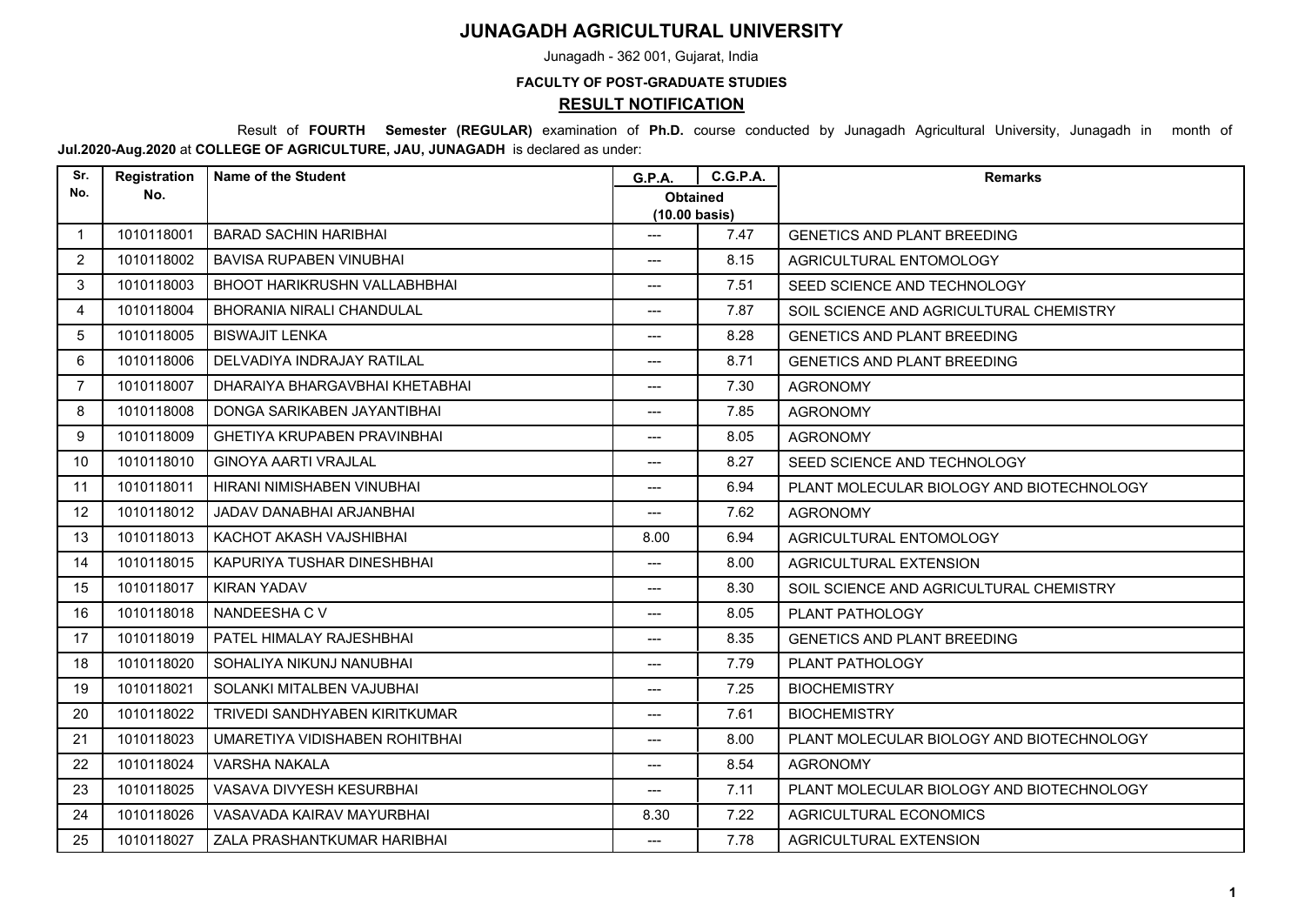# JUNAGADH AGRICULTURAL UNIVERSITY

Junagadh - 362 001, Gujarat, India

**FACULTY OF POST-GRADUATE STUDIES**

## RESULT NOTIFICATION

Result of **FOURTH Semester (REGULAR)** examination of **Ph.D.** course conducted by Junagadh Agricultural University, Junagadh in month of **Jul.2020-Aug.2020** at **COLLEGE OF AGRICULTURE, JAU, JUNAGADH** is declared as under:

| Sr. No. | Registration No. | Name of the Student | G.P.A. | C.G.P.A. | Remarks |
|---|---|---|---|---|---|
| | | | Obtained (10.00 basis) | | |
| 1 | 1010118001 | BARAD SACHIN HARIBHAI | --- | 7.47 | GENETICS AND PLANT BREEDING |
| 2 | 1010118002 | BAVISA RUPABEN VINUBHAI | --- | 8.15 | AGRICULTURAL ENTOMOLOGY |
| 3 | 1010118003 | BHOOT HARIKRUSHN VALLABHBHAI | --- | 7.51 | SEED SCIENCE AND TECHNOLOGY |
| 4 | 1010118004 | BHORANIA NIRALI CHANDULAL | --- | 7.87 | SOIL SCIENCE AND AGRICULTURAL CHEMISTRY |
| 5 | 1010118005 | BISWAJIT LENKA | --- | 8.28 | GENETICS AND PLANT BREEDING |
| 6 | 1010118006 | DELVADIYA INDRAJAY RATILAL | --- | 8.71 | GENETICS AND PLANT BREEDING |
| 7 | 1010118007 | DHARAIYA BHARGAVBHAI KHETABHAI | --- | 7.30 | AGRONOMY |
| 8 | 1010118008 | DONGA SARIKABEN JAYANTIBHAI | --- | 7.85 | AGRONOMY |
| 9 | 1010118009 | GHETIYA KRUPABEN PRAVINBHAI | --- | 8.05 | AGRONOMY |
| 10 | 1010118010 | GINOYA AARTI VRAJLAL | --- | 8.27 | SEED SCIENCE AND TECHNOLOGY |
| 11 | 1010118011 | HIRANI NIMISHABEN VINUBHAI | --- | 6.94 | PLANT MOLECULAR BIOLOGY AND BIOTECHNOLOGY |
| 12 | 1010118012 | JADAV DANABHAI ARJANBHAI | --- | 7.62 | AGRONOMY |
| 13 | 1010118013 | KACHOT AKASH VAJSHIBHAI | 8.00 | 6.94 | AGRICULTURAL ENTOMOLOGY |
| 14 | 1010118015 | KAPURIYA TUSHAR DINESHBHAI | --- | 8.00 | AGRICULTURAL EXTENSION |
| 15 | 1010118017 | KIRAN YADAV | --- | 8.30 | SOIL SCIENCE AND AGRICULTURAL CHEMISTRY |
| 16 | 1010118018 | NANDEESHA C V | --- | 8.05 | PLANT PATHOLOGY |
| 17 | 1010118019 | PATEL HIMALAY RAJESHBHAI | --- | 8.35 | GENETICS AND PLANT BREEDING |
| 18 | 1010118020 | SOHALIYA NIKUNJ NANUBHAI | --- | 7.79 | PLANT PATHOLOGY |
| 19 | 1010118021 | SOLANKI MITALBEN VAJUBHAI | --- | 7.25 | BIOCHEMISTRY |
| 20 | 1010118022 | TRIVEDI SANDHYABEN KIRITKUMAR | --- | 7.61 | BIOCHEMISTRY |
| 21 | 1010118023 | UMARETIYA VIDISHABEN ROHITBHAI | --- | 8.00 | PLANT MOLECULAR BIOLOGY AND BIOTECHNOLOGY |
| 22 | 1010118024 | VARSHA NAKALA | --- | 8.54 | AGRONOMY |
| 23 | 1010118025 | VASAVA DIVYESH KESURBHAI | --- | 7.11 | PLANT MOLECULAR BIOLOGY AND BIOTECHNOLOGY |
| 24 | 1010118026 | VASAVADA KAIRAV MAYURBHAI | 8.30 | 7.22 | AGRICULTURAL ECONOMICS |
| 25 | 1010118027 | ZALA PRASHANTKUMAR HARIBHAI | --- | 7.78 | AGRICULTURAL EXTENSION |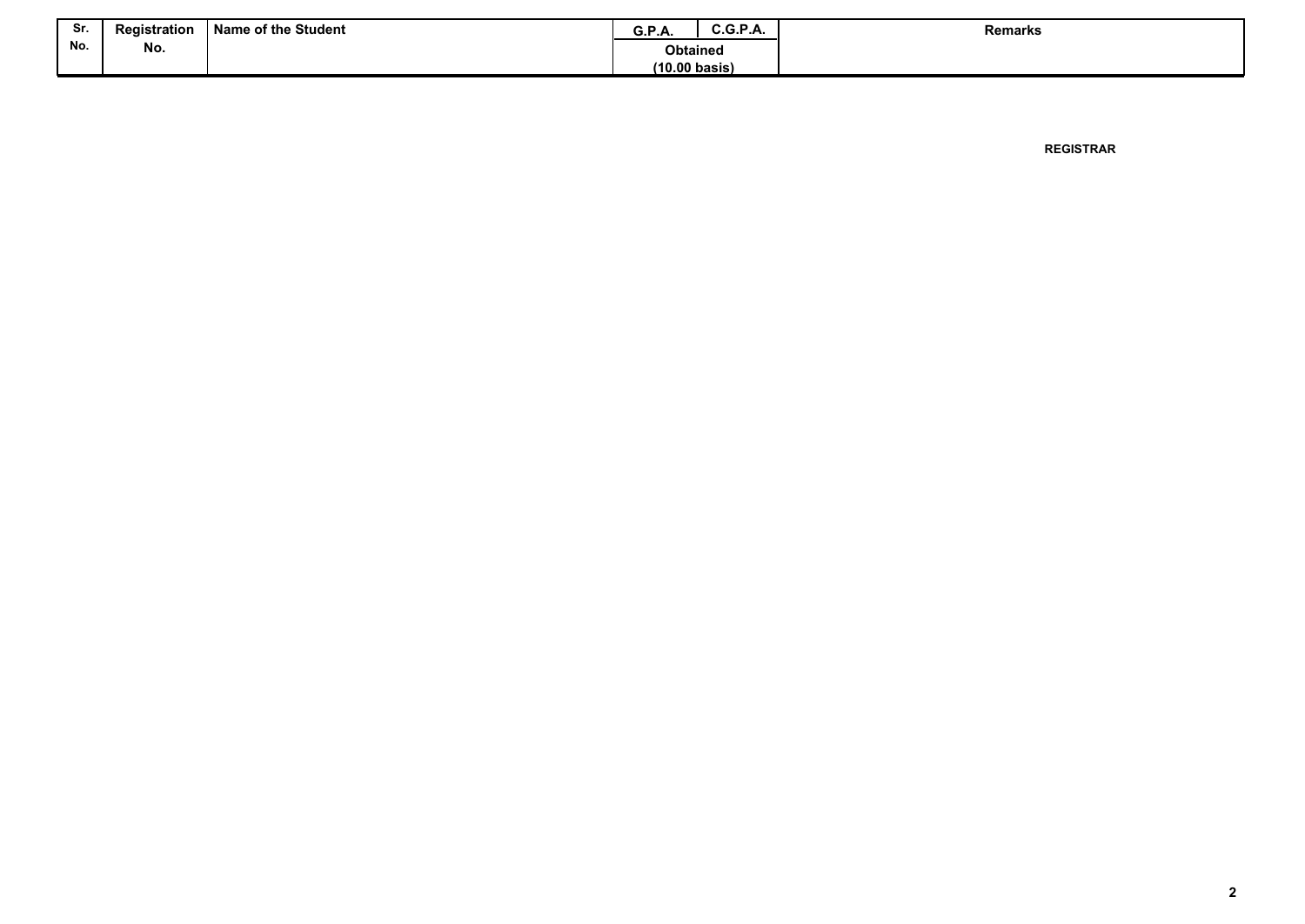| Sr. No. | Registration No. | Name of the Student | G.P.A. | C.G.P.A. | Remarks |
|---|---|---|---|---|---|
| | | | Obtained (10.00 basis) | | |

**REGISTRAR**